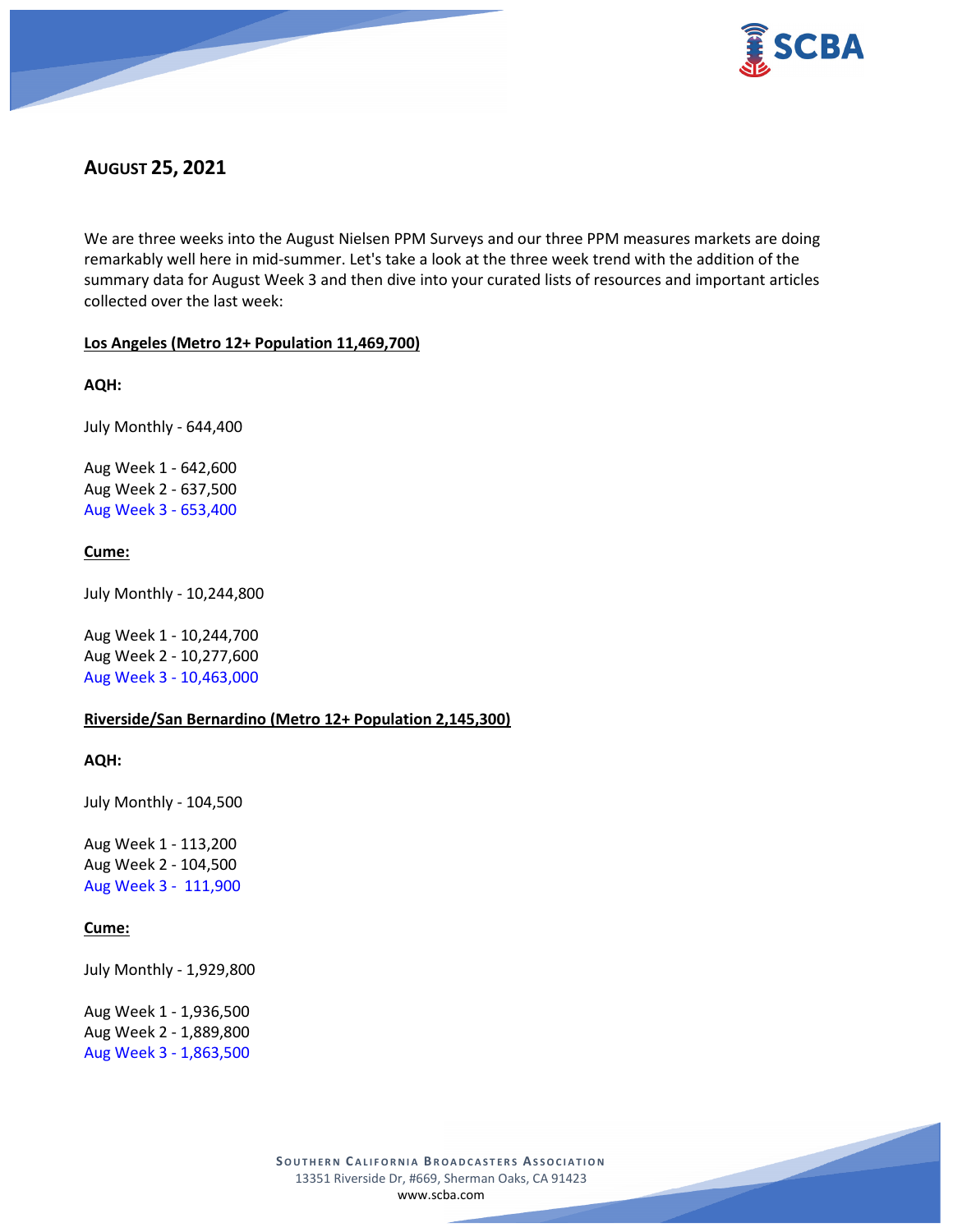## AUGUST 25, 2021

We are three weeks into the August Nielsen PPM Surveys and our three PPM measures markets are doing remarkably well here in mid-summer. Let's take a look at the three week trend with the addition of the summary data for August Week 3 and then dive into your curated lists of resources and important articles collected over the last week:

**Los Angeles (Metro 12+ Population 11,469,700)**

**AQH:**

July Monthly - 644,400

Aug Week 1 - 642,600
Aug Week 2 - 637,500
Aug Week 3 - 653,400

**Cume:**

July Monthly - 10,244,800

Aug Week 1 - 10,244,700
Aug Week 2 - 10,277,600
Aug Week 3 - 10,463,000

**Riverside/San Bernardino (Metro 12+ Population 2,145,300)**

**AQH:**

July Monthly - 104,500

Aug Week 1 - 113,200
Aug Week 2 - 104,500
Aug Week 3 - 111,900

**Cume:**

July Monthly - 1,929,800

Aug Week 1 - 1,936,500
Aug Week 2 - 1,889,800
Aug Week 3 - 1,863,500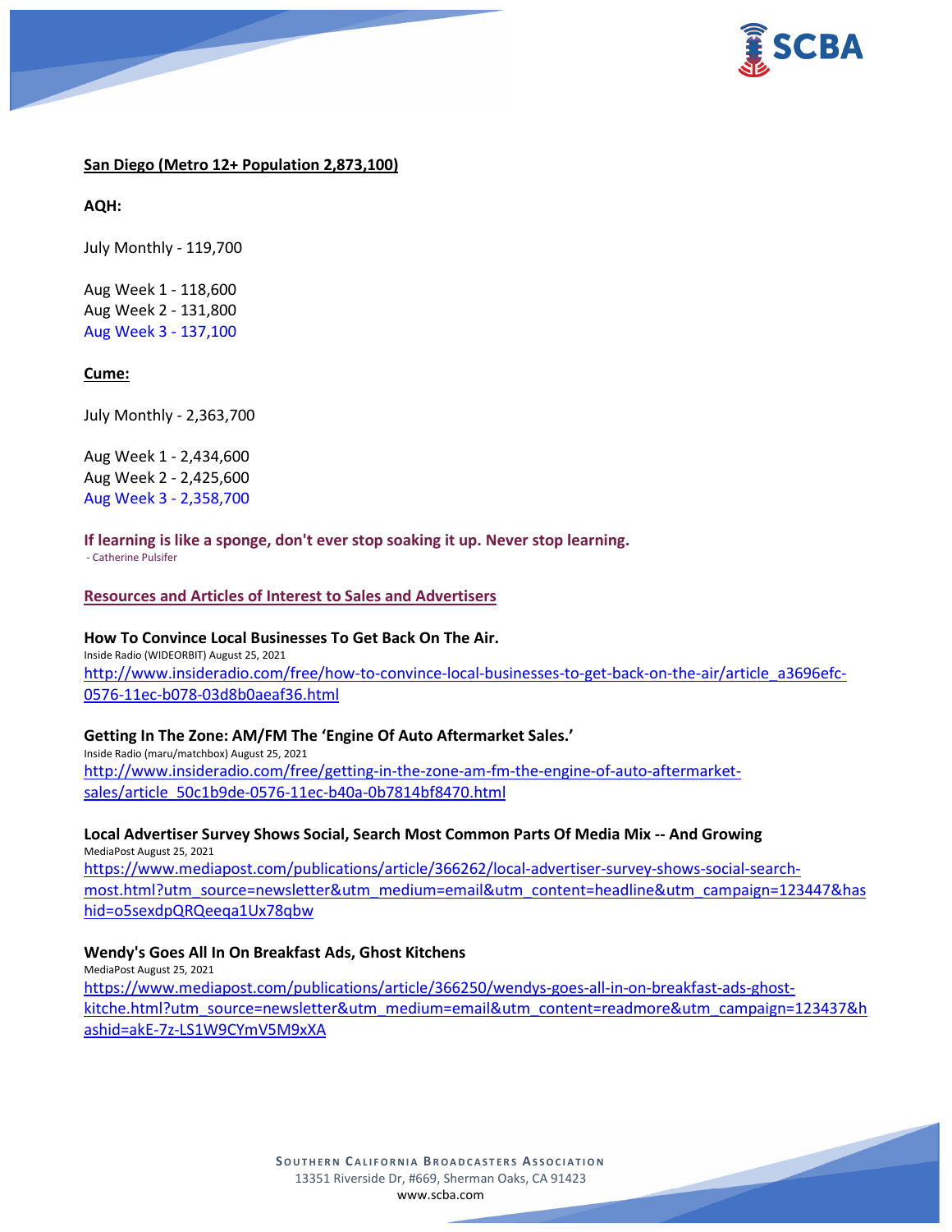**San Diego (Metro 12+ Population 2,873,100)**

**AQH:**

July Monthly - 119,700

Aug Week 1 - 118,600
Aug Week 2 - 131,800
Aug Week 3 - 137,100

**Cume:**

July Monthly - 2,363,700

Aug Week 1 - 2,434,600
Aug Week 2 - 2,425,600
Aug Week 3 - 2,358,700

**If learning is like a sponge, don't ever stop soaking it up. Never stop learning.**
- Catherine Pulsifer

**Resources and Articles of Interest to Sales and Advertisers**

**How To Convince Local Businesses To Get Back On The Air.**
Inside Radio (WIDEORBIT) August 25, 2021
http://www.insideradio.com/free/how-to-convince-local-businesses-to-get-back-on-the-air/article_a3696efc-0576-11ec-b078-03d8b0aeaf36.html

**Getting In The Zone: AM/FM The 'Engine Of Auto Aftermarket Sales.'**
Inside Radio (maru/matchbox) August 25, 2021
http://www.insideradio.com/free/getting-in-the-zone-am-fm-the-engine-of-auto-aftermarket-sales/article_50c1b9de-0576-11ec-b40a-0b7814bf8470.html

**Local Advertiser Survey Shows Social, Search Most Common Parts Of Media Mix -- And Growing**
MediaPost August 25, 2021
https://www.mediapost.com/publications/article/366262/local-advertiser-survey-shows-social-search-most.html?utm_source=newsletter&utm_medium=email&utm_content=headline&utm_campaign=123447&hashid=o5sexdpQRQeeqa1Ux78qbw

**Wendy's Goes All In On Breakfast Ads, Ghost Kitchens**
MediaPost August 25, 2021
https://www.mediapost.com/publications/article/366250/wendys-goes-all-in-on-breakfast-ads-ghost-kitche.html?utm_source=newsletter&utm_medium=email&utm_content=readmore&utm_campaign=123437&hashid=akE-7z-LS1W9CYmV5M9xXA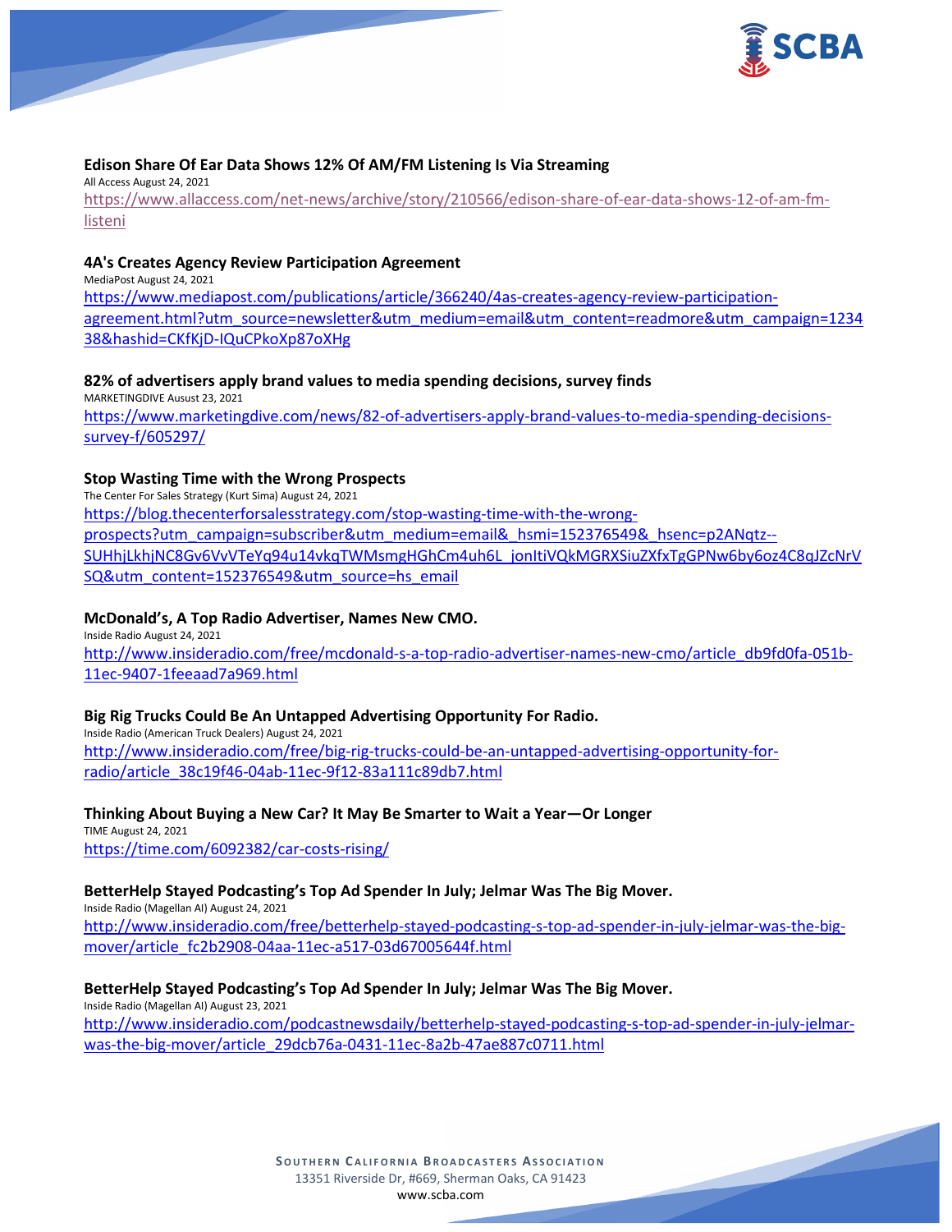**Edison Share Of Ear Data Shows 12% Of AM/FM Listening Is Via Streaming**

All Access August 24, 2021

https://www.allaccess.com/net-news/archive/story/210566/edison-share-of-ear-data-shows-12-of-am-fm-listeni

**4A's Creates Agency Review Participation Agreement**

MediaPost August 24, 2021

https://www.mediapost.com/publications/article/366240/4as-creates-agency-review-participation-agreement.html?utm_source=newsletter&utm_medium=email&utm_content=readmore&utm_campaign=123438&hashid=CKfKjD-IQuCPkoXp87oXHg

**82% of advertisers apply brand values to media spending decisions, survey finds**

MARKETINGDIVE Ausust 23, 2021

https://www.marketingdive.com/news/82-of-advertisers-apply-brand-values-to-media-spending-decisions-survey-f/605297/

**Stop Wasting Time with the Wrong Prospects**

The Center For Sales Strategy (Kurt Sima) August 24, 2021

https://blog.thecenterforsalesstrategy.com/stop-wasting-time-with-the-wrong-prospects?utm_campaign=subscriber&utm_medium=email&_hsmi=152376549&_hsenc=p2ANqtz--SUHhjLkhjNC8Gv6VvVTeYq94u14vkqTWMsmgHGhCm4uh6L_jonItiVQkMGRXSiuZXfxTgGPNw6by6oz4C8qJZcNrVSQ&utm_content=152376549&utm_source=hs_email

**McDonald's, A Top Radio Advertiser, Names New CMO.**

Inside Radio August 24, 2021

http://www.insideradio.com/free/mcdonald-s-a-top-radio-advertiser-names-new-cmo/article_db9fd0fa-051b-11ec-9407-1feeaad7a969.html

**Big Rig Trucks Could Be An Untapped Advertising Opportunity For Radio.**

Inside Radio (American Truck Dealers) August 24, 2021

http://www.insideradio.com/free/big-rig-trucks-could-be-an-untapped-advertising-opportunity-for-radio/article_38c19f46-04ab-11ec-9f12-83a111c89db7.html

**Thinking About Buying a New Car? It May Be Smarter to Wait a Year—Or Longer**

TIME August 24, 2021

https://time.com/6092382/car-costs-rising/

**BetterHelp Stayed Podcasting's Top Ad Spender In July; Jelmar Was The Big Mover.**

Inside Radio (Magellan AI) August 24, 2021

http://www.insideradio.com/free/betterhelp-stayed-podcasting-s-top-ad-spender-in-july-jelmar-was-the-big-mover/article_fc2b2908-04aa-11ec-a517-03d67005644f.html

**BetterHelp Stayed Podcasting's Top Ad Spender In July; Jelmar Was The Big Mover.**

Inside Radio (Magellan AI) August 23, 2021

http://www.insideradio.com/podcastnewsdaily/betterhelp-stayed-podcasting-s-top-ad-spender-in-july-jelmar-was-the-big-mover/article_29dcb76a-0431-11ec-8a2b-47ae887c0711.html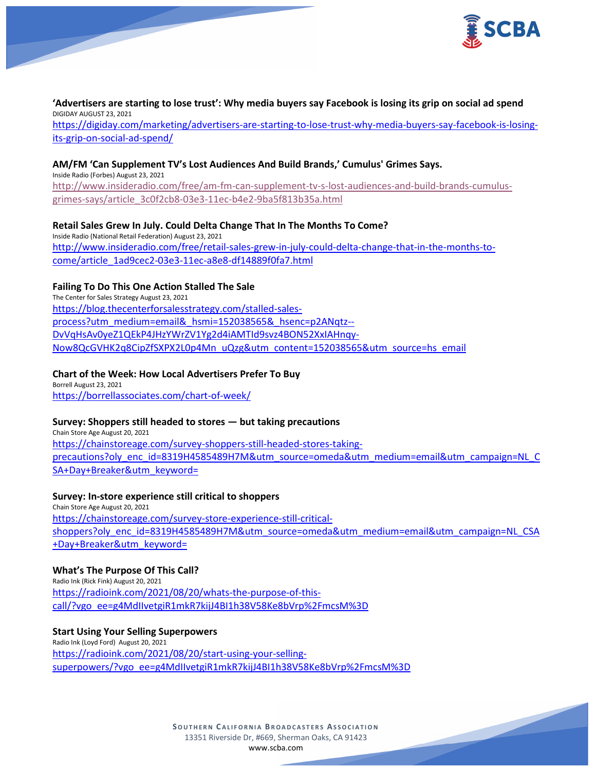**'Advertisers are starting to lose trust': Why media buyers say Facebook is losing its grip on social ad spend**
DIGIDAY AUGUST 23, 2021
https://digiday.com/marketing/advertisers-are-starting-to-lose-trust-why-media-buyers-say-facebook-is-losing-its-grip-on-social-ad-spend/

**AM/FM 'Can Supplement TV's Lost Audiences And Build Brands,' Cumulus' Grimes Says.**
Inside Radio (Forbes) August 23, 2021
http://www.insideradio.com/free/am-fm-can-supplement-tv-s-lost-audiences-and-build-brands-cumulus-grimes-says/article_3c0f2cb8-03e3-11ec-b4e2-9ba5f813b35a.html

**Retail Sales Grew In July. Could Delta Change That In The Months To Come?**
Inside Radio (National Retail Federation) August 23, 2021
http://www.insideradio.com/free/retail-sales-grew-in-july-could-delta-change-that-in-the-months-to-come/article_1ad9cec2-03e3-11ec-a8e8-df14889f0fa7.html

**Failing To Do This One Action Stalled The Sale**
The Center for Sales Strategy August 23, 2021
https://blog.thecenterforsalesstrategy.com/stalled-sales-process?utm_medium=email&_hsmi=152038565&_hsenc=p2ANqtz--DvVqHsAv0yeZ1QEkP4JHzYWrZV1Yg2d4iAMTId9svz4BON52XxIAHnqy-Now8QcGVHK2q8CipZfSXPX2L0p4Mn_uQzg&utm_content=152038565&utm_source=hs_email

**Chart of the Week: How Local Advertisers Prefer To Buy**
Borrell August 23, 2021
https://borrellassociates.com/chart-of-week/

**Survey: Shoppers still headed to stores — but taking precautions**
Chain Store Age August 20, 2021
https://chainstoreage.com/survey-shoppers-still-headed-stores-taking-precautions?oly_enc_id=8319H4585489H7M&utm_source=omeda&utm_medium=email&utm_campaign=NL_CSA+Day+Breaker&utm_keyword=

**Survey: In-store experience still critical to shoppers**
Chain Store Age August 20, 2021
https://chainstoreage.com/survey-store-experience-still-critical-shoppers?oly_enc_id=8319H4585489H7M&utm_source=omeda&utm_medium=email&utm_campaign=NL_CSA+Day+Breaker&utm_keyword=

**What's The Purpose Of This Call?**
Radio Ink (Rick Fink) August 20, 2021
https://radioink.com/2021/08/20/whats-the-purpose-of-this-call/?vgo_ee=g4MdIIvetgiR1mkR7kijJ4BI1h38V58Ke8bVrp%2FmcsM%3D

**Start Using Your Selling Superpowers**
Radio Ink (Loyd Ford) August 20, 2021
https://radioink.com/2021/08/20/start-using-your-selling-superpowers/?vgo_ee=g4MdIIvetgiR1mkR7kijJ4BI1h38V58Ke8bVrp%2FmcsM%3D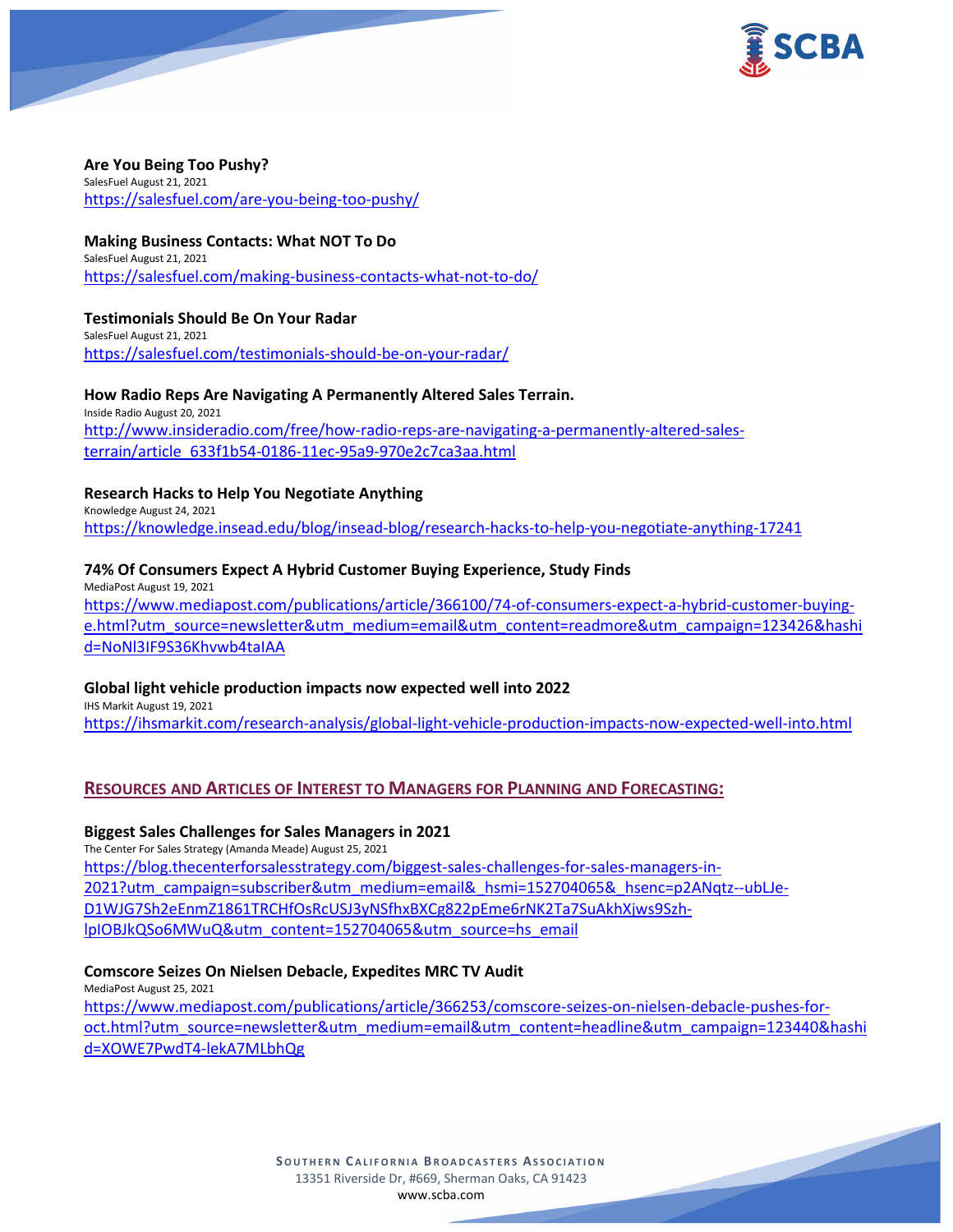**Are You Being Too Pushy?**
SalesFuel August 21, 2021
https://salesfuel.com/are-you-being-too-pushy/

**Making Business Contacts: What NOT To Do**
SalesFuel August 21, 2021
https://salesfuel.com/making-business-contacts-what-not-to-do/

**Testimonials Should Be On Your Radar**
SalesFuel August 21, 2021
https://salesfuel.com/testimonials-should-be-on-your-radar/

**How Radio Reps Are Navigating A Permanently Altered Sales Terrain.**
Inside Radio August 20, 2021
http://www.insideradio.com/free/how-radio-reps-are-navigating-a-permanently-altered-sales-terrain/article_633f1b54-0186-11ec-95a9-970e2c7ca3aa.html

**Research Hacks to Help You Negotiate Anything**
Knowledge August 24, 2021
https://knowledge.insead.edu/blog/insead-blog/research-hacks-to-help-you-negotiate-anything-17241

**74% Of Consumers Expect A Hybrid Customer Buying Experience, Study Finds**
MediaPost August 19, 2021
https://www.mediapost.com/publications/article/366100/74-of-consumers-expect-a-hybrid-customer-buying-e.html?utm_source=newsletter&utm_medium=email&utm_content=readmore&utm_campaign=123426&hashid=NoNl3IF9S36Khvwb4taIAA

**Global light vehicle production impacts now expected well into 2022**
IHS Markit August 19, 2021
https://ihsmarkit.com/research-analysis/global-light-vehicle-production-impacts-now-expected-well-into.html

## RESOURCES AND ARTICLES OF INTEREST TO MANAGERS FOR PLANNING AND FORECASTING:

**Biggest Sales Challenges for Sales Managers in 2021**
The Center For Sales Strategy (Amanda Meade) August 25, 2021
https://blog.thecenterforsalesstrategy.com/biggest-sales-challenges-for-sales-managers-in-2021?utm_campaign=subscriber&utm_medium=email&_hsmi=152704065&_hsenc=p2ANqtz--ubLJe-D1WJG7Sh2eEnmZ1861TRCHfOsRcUSJ3yNSfhxBXCg822pEme6rNK2Ta7SuAkhXjws9Szh-lpIOBJkQSo6MWuQ&utm_content=152704065&utm_source=hs_email

**Comscore Seizes On Nielsen Debacle, Expedites MRC TV Audit**
MediaPost August 25, 2021
https://www.mediapost.com/publications/article/366253/comscore-seizes-on-nielsen-debacle-pushes-for-oct.html?utm_source=newsletter&utm_medium=email&utm_content=headline&utm_campaign=123440&hashid=XOWE7PwdT4-lekA7MLbhQg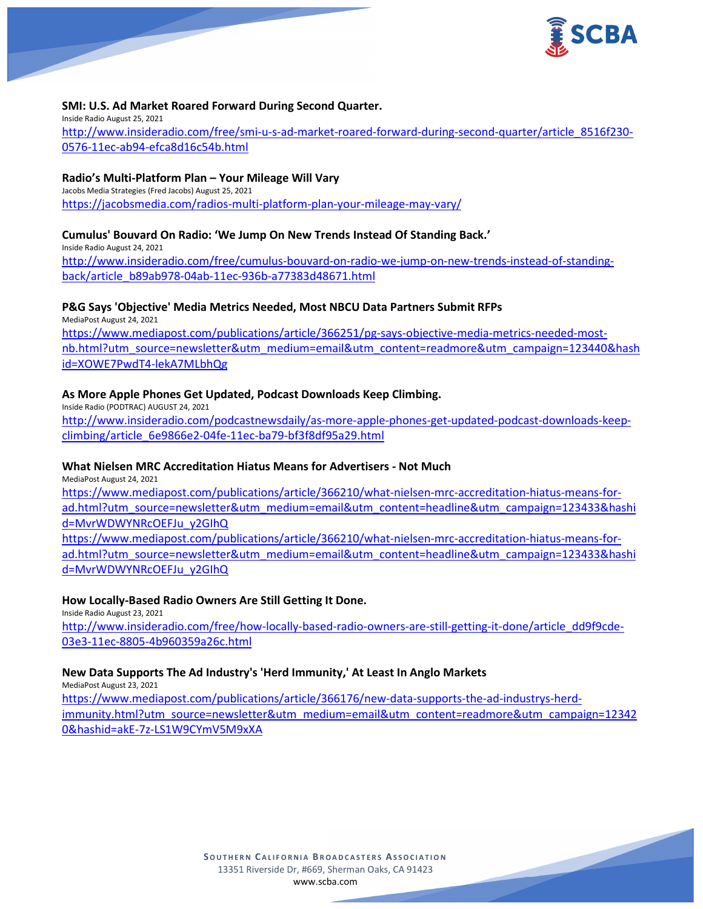**SMI: U.S. Ad Market Roared Forward During Second Quarter.**
Inside Radio August 25, 2021
http://www.insideradio.com/free/smi-u-s-ad-market-roared-forward-during-second-quarter/article_8516f230-0576-11ec-ab94-efca8d16c54b.html

**Radio's Multi-Platform Plan – Your Mileage Will Vary**
Jacobs Media Strategies (Fred Jacobs) August 25, 2021
https://jacobsmedia.com/radios-multi-platform-plan-your-mileage-may-vary/

**Cumulus' Bouvard On Radio: 'We Jump On New Trends Instead Of Standing Back.'**
Inside Radio August 24, 2021
http://www.insideradio.com/free/cumulus-bouvard-on-radio-we-jump-on-new-trends-instead-of-standing-back/article_b89ab978-04ab-11ec-936b-a77383d48671.html

**P&G Says 'Objective' Media Metrics Needed, Most NBCU Data Partners Submit RFPs**
MediaPost August 24, 2021
https://www.mediapost.com/publications/article/366251/pg-says-objective-media-metrics-needed-most-nb.html?utm_source=newsletter&utm_medium=email&utm_content=readmore&utm_campaign=123440&hashid=XOWE7PwdT4-lekA7MLbhQg

**As More Apple Phones Get Updated, Podcast Downloads Keep Climbing.**
Inside Radio (PODTRAC) AUGUST 24, 2021
http://www.insideradio.com/podcastnewsdaily/as-more-apple-phones-get-updated-podcast-downloads-keep-climbing/article_6e9866e2-04fe-11ec-ba79-bf3f8df95a29.html

**What Nielsen MRC Accreditation Hiatus Means for Advertisers - Not Much**
MediaPost August 24, 2021
https://www.mediapost.com/publications/article/366210/what-nielsen-mrc-accreditation-hiatus-means-for-ad.html?utm_source=newsletter&utm_medium=email&utm_content=headline&utm_campaign=123433&hashid=MvrWDWYNRcOEFJu_y2GIhQ
https://www.mediapost.com/publications/article/366210/what-nielsen-mrc-accreditation-hiatus-means-for-ad.html?utm_source=newsletter&utm_medium=email&utm_content=headline&utm_campaign=123433&hashid=MvrWDWYNRcOEFJu_y2GIhQ

**How Locally-Based Radio Owners Are Still Getting It Done.**
Inside Radio August 23, 2021
http://www.insideradio.com/free/how-locally-based-radio-owners-are-still-getting-it-done/article_dd9f9cde-03e3-11ec-8805-4b960359a26c.html

**New Data Supports The Ad Industry's 'Herd Immunity,' At Least In Anglo Markets**
MediaPost August 23, 2021
https://www.mediapost.com/publications/article/366176/new-data-supports-the-ad-industrys-herd-immunity.html?utm_source=newsletter&utm_medium=email&utm_content=readmore&utm_campaign=123420&hashid=akE-7z-LS1W9CYmV5M9xXA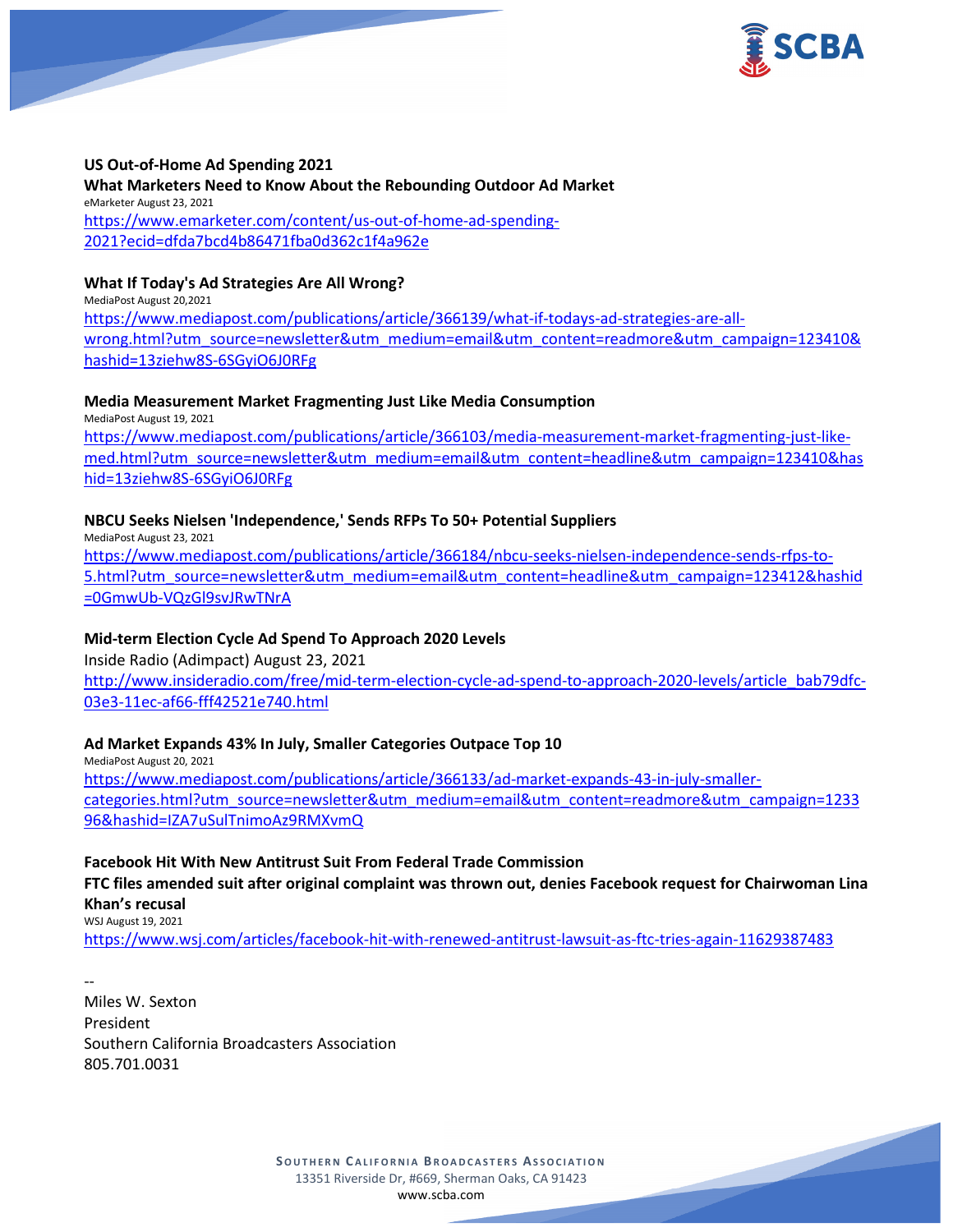**US Out-of-Home Ad Spending 2021**
**What Marketers Need to Know About the Rebounding Outdoor Ad Market**
eMarketer August 23, 2021
https://www.emarketer.com/content/us-out-of-home-ad-spending-2021?ecid=dfda7bcd4b86471fba0d362c1f4a962e

**What If Today's Ad Strategies Are All Wrong?**
MediaPost August 20,2021
https://www.mediapost.com/publications/article/366139/what-if-todays-ad-strategies-are-all-wrong.html?utm_source=newsletter&utm_medium=email&utm_content=readmore&utm_campaign=123410&hashid=13ziehw8S-6SGyiO6J0RFg

**Media Measurement Market Fragmenting Just Like Media Consumption**
MediaPost August 19, 2021
https://www.mediapost.com/publications/article/366103/media-measurement-market-fragmenting-just-like-med.html?utm_source=newsletter&utm_medium=email&utm_content=headline&utm_campaign=123410&hashid=13ziehw8S-6SGyiO6J0RFg

**NBCU Seeks Nielsen 'Independence,' Sends RFPs To 50+ Potential Suppliers**
MediaPost August 23, 2021
https://www.mediapost.com/publications/article/366184/nbcu-seeks-nielsen-independence-sends-rfps-to-5.html?utm_source=newsletter&utm_medium=email&utm_content=headline&utm_campaign=123412&hashid=0GmwUb-VQzGl9svJRwTNrA

**Mid-term Election Cycle Ad Spend To Approach 2020 Levels**
Inside Radio (Adimpact) August 23, 2021
http://www.insideradio.com/free/mid-term-election-cycle-ad-spend-to-approach-2020-levels/article_bab79dfc-03e3-11ec-af66-fff42521e740.html

**Ad Market Expands 43% In July, Smaller Categories Outpace Top 10**
MediaPost August 20, 2021
https://www.mediapost.com/publications/article/366133/ad-market-expands-43-in-july-smaller-categories.html?utm_source=newsletter&utm_medium=email&utm_content=readmore&utm_campaign=123396&hashid=IZA7uSulTnimoAz9RMXvmQ

**Facebook Hit With New Antitrust Suit From Federal Trade Commission**
**FTC files amended suit after original complaint was thrown out, denies Facebook request for Chairwoman Lina Khan's recusal**
WSJ August 19, 2021
https://www.wsj.com/articles/facebook-hit-with-renewed-antitrust-lawsuit-as-ftc-tries-again-11629387483

--
Miles W. Sexton
President
Southern California Broadcasters Association
805.701.0031